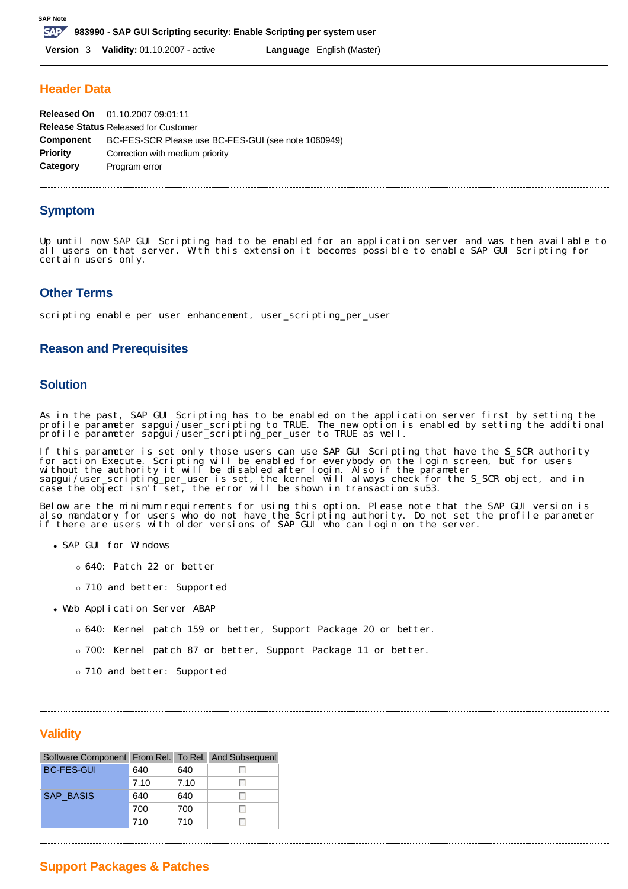SAP Note

# 983990 - SAP GUI Scripting security: Enable Scripting per system user

**Version** 3 **Validity:** 01.10.2007 - active **Language** English (Master)

## Header Data

**Released On** 01.10.2007 09:01:11
**Release Status** Released for Customer
**Component** BC-FES-SCR Please use BC-FES-GUI (see note 1060949)
**Priority** Correction with medium priority
**Category** Program error

## Symptom

Up until now SAP GUI Scripting had to be enabled for an application server and was then available to all users on that server. With this extension it becomes possible to enable SAP GUI Scripting for certain users only.

## Other Terms

scripting enable per user enhancement, user_scripting_per_user

## Reason and Prerequisites

## Solution

As in the past, SAP GUI Scripting has to be enabled on the application server first by setting the profile parameter sapgui/user_scripting to TRUE. The new option is enabled by setting the additional profile parameter sapgui/user_scripting_per_user to TRUE as well.

If this parameter is set only those users can use SAP GUI Scripting that have the S_SCR authority for action Execute. Scripting will be enabled for everybody on the login screen, but for users without the authority it will be disabled after login. Also if the parameter sapgui/user_scripting_per_user is set, the kernel will always check for the S_SCR object, and in case the object isn't set, the error will be shown in transaction su53.

Below are the minimum requirements for using this option. <u>Please note that the SAP GUI version is also mandatory for users who do not have the Scripting authority. Do not set the profile parameter if there are users with older versions of SAP GUI who can login on the server.</u>

- SAP GUI for Windows
  - 640: Patch 22 or better
  - 710 and better: Supported
- Web Application Server ABAP
  - 640: Kernel patch 159 or better, Support Package 20 or better.
  - 700: Kernel patch 87 or better, Support Package 11 or better.
  - 710 and better: Supported

## Validity

| Software Component | From Rel. | To Rel. | And Subsequent |
|---|---|---|---|
| BC-FES-GUI | 640 | 640 | ☐ |
| | 7.10 | 7.10 | ☐ |
| SAP_BASIS | 640 | 640 | ☐ |
| | 700 | 700 | ☐ |
| | 710 | 710 | ☐ |

## Support Packages & Patches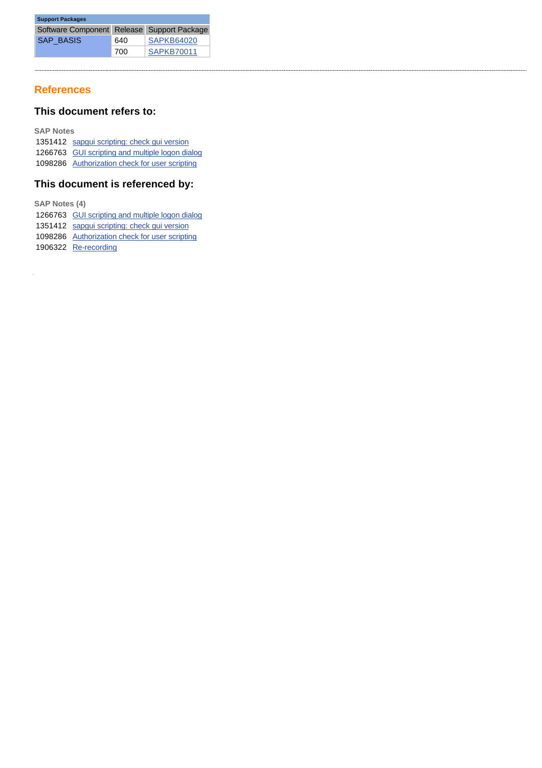| Support Packages | | |
|---|---|---|
| Software Component | Release | Support Package |
| SAP_BASIS | 640 | SAPKB64020 |
| | 700 | SAPKB70011 |

## References

### This document refers to:

**SAP Notes**

1351412 sapgui scripting: check gui version
1266763 GUI scripting and multiple logon dialog
1098286 Authorization check for user scripting

### This document is referenced by:

**SAP Notes (4)**

1266763 GUI scripting and multiple logon dialog
1351412 sapgui scripting: check gui version
1098286 Authorization check for user scripting
1906322 Re-recording